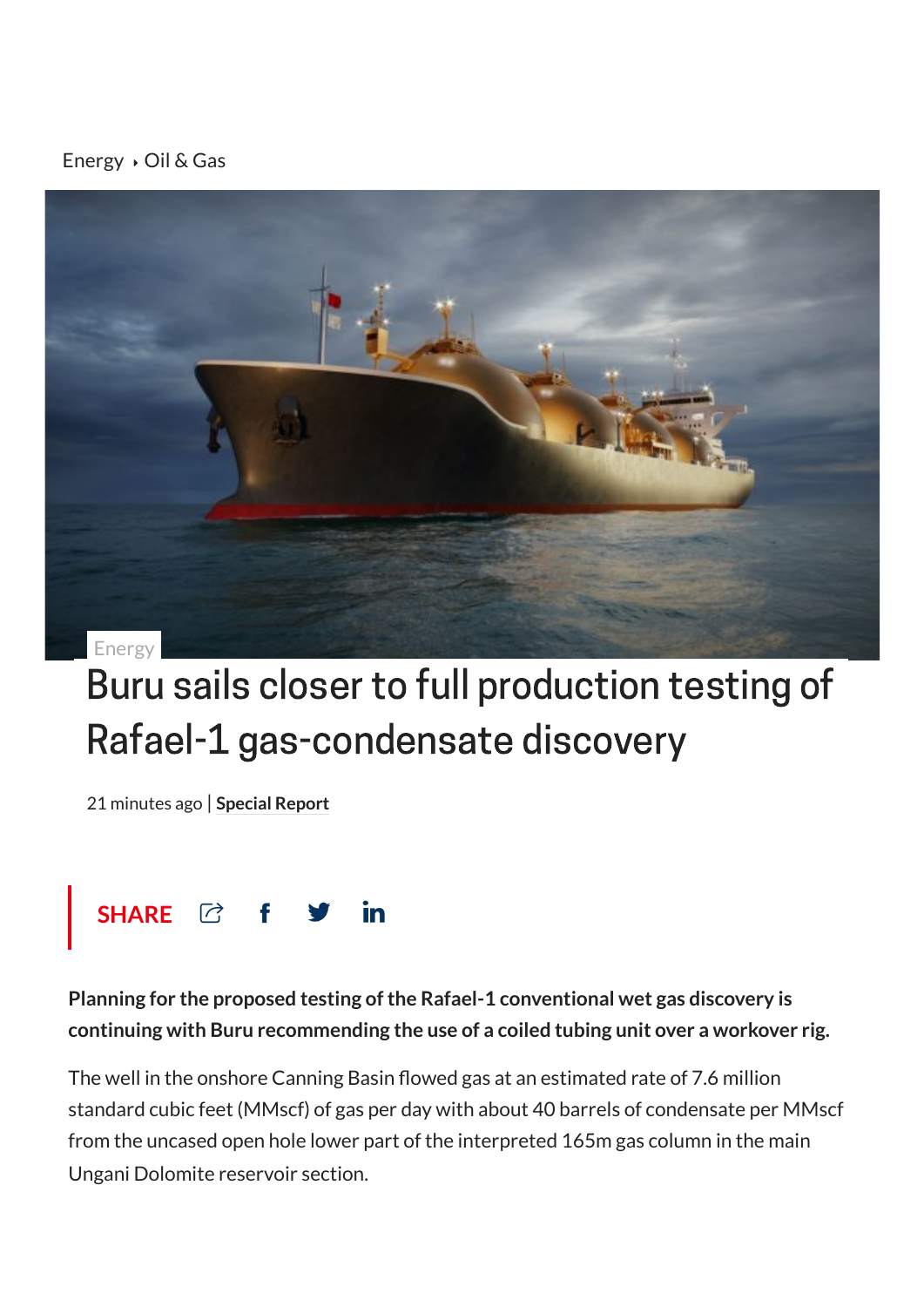Energy ▸ Oil & Gas

Energy

# Buru sails closer to full production testing of Rafael-1 gas-condensate discovery

21 minutes ago | **Special Report**

SHARE

**Planning for the proposed testing of the Rafael-1 conventional wet gas discovery is continuing with Buru recommending the use of a coiled tubing unit over a workover rig.**

The well in the onshore Canning Basin flowed gas at an estimated rate of 7.6 million standard cubic feet (MMscf) of gas per day with about 40 barrels of condensate per MMscf from the uncased open hole lower part of the interpreted 165m gas column in the main Ungani Dolomite reservoir section.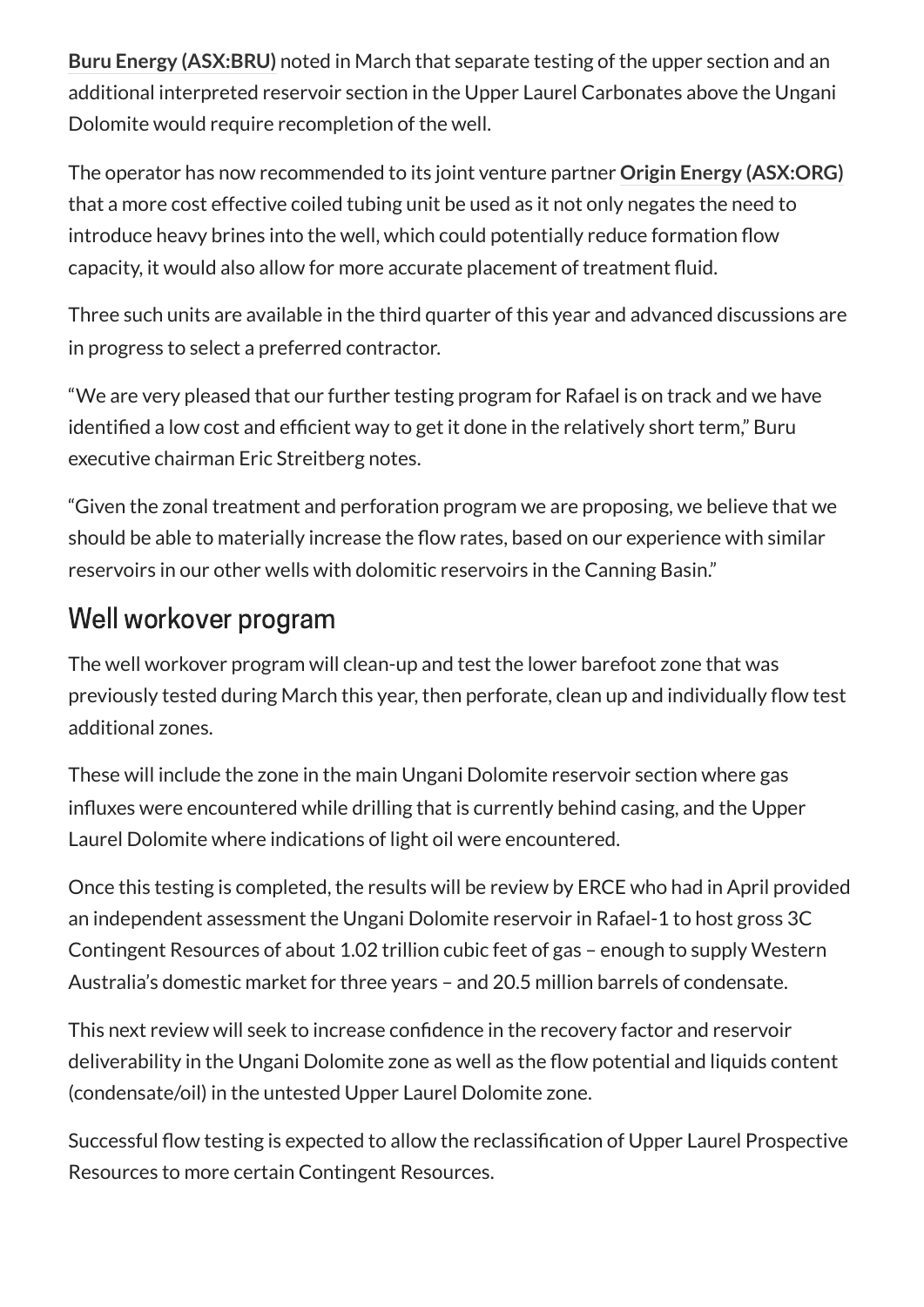**Buru Energy (ASX:BRU)** noted in March that separate testing of the upper section and an additional interpreted reservoir section in the Upper Laurel Carbonates above the Ungani Dolomite would require recompletion of the well.

The operator has now recommended to its joint venture partner **Origin Energy (ASX:ORG)** that a more cost effective coiled tubing unit be used as it not only negates the need to introduce heavy brines into the well, which could potentially reduce formation flow capacity, it would also allow for more accurate placement of treatment fluid.

Three such units are available in the third quarter of this year and advanced discussions are in progress to select a preferred contractor.

"We are very pleased that our further testing program for Rafael is on track and we have identified a low cost and efficient way to get it done in the relatively short term," Buru executive chairman Eric Streitberg notes.

"Given the zonal treatment and perforation program we are proposing, we believe that we should be able to materially increase the flow rates, based on our experience with similar reservoirs in our other wells with dolomitic reservoirs in the Canning Basin."

## Well workover program

The well workover program will clean-up and test the lower barefoot zone that was previously tested during March this year, then perforate, clean up and individually flow test additional zones.

These will include the zone in the main Ungani Dolomite reservoir section where gas influxes were encountered while drilling that is currently behind casing, and the Upper Laurel Dolomite where indications of light oil were encountered.

Once this testing is completed, the results will be review by ERCE who had in April provided an independent assessment the Ungani Dolomite reservoir in Rafael-1 to host gross 3C Contingent Resources of about 1.02 trillion cubic feet of gas – enough to supply Western Australia's domestic market for three years – and 20.5 million barrels of condensate.

This next review will seek to increase confidence in the recovery factor and reservoir deliverability in the Ungani Dolomite zone as well as the flow potential and liquids content (condensate/oil) in the untested Upper Laurel Dolomite zone.

Successful flow testing is expected to allow the reclassification of Upper Laurel Prospective Resources to more certain Contingent Resources.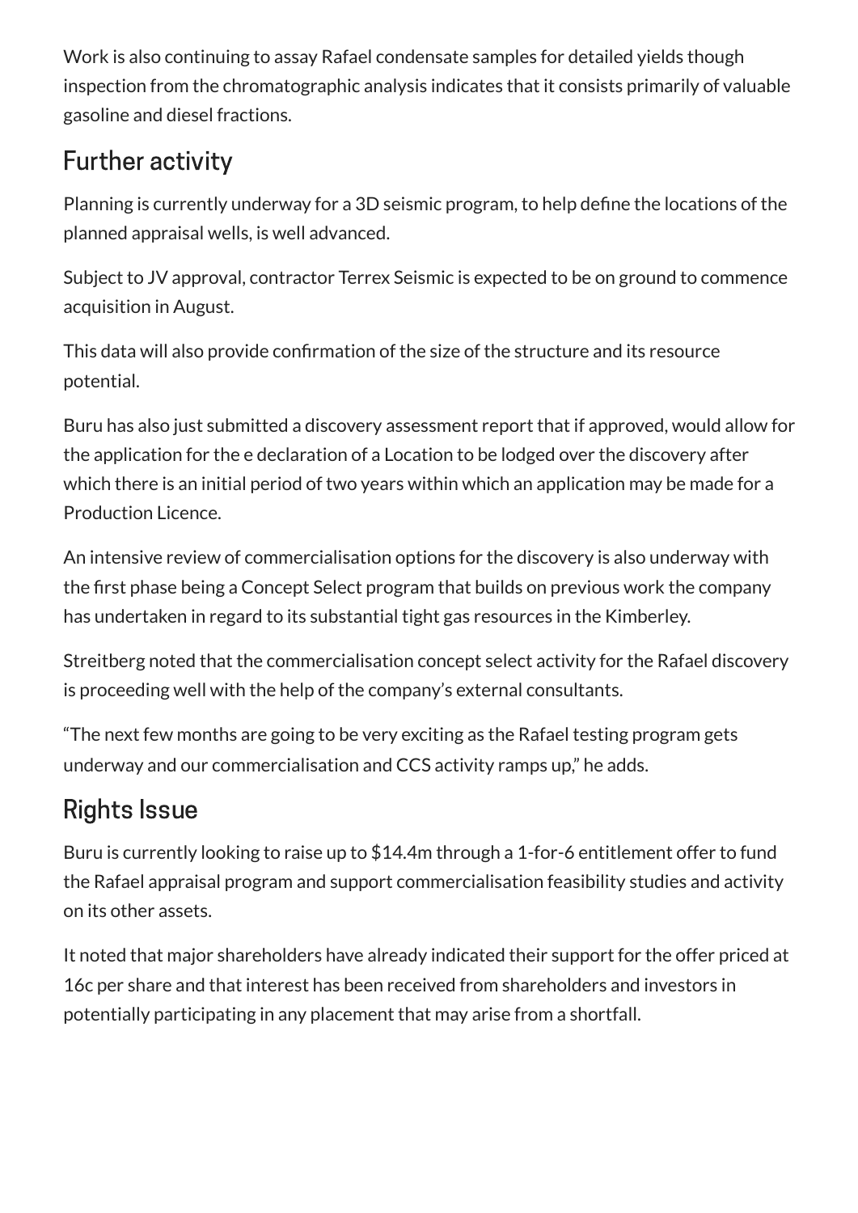Work is also continuing to assay Rafael condensate samples for detailed yields though inspection from the chromatographic analysis indicates that it consists primarily of valuable gasoline and diesel fractions.

## Further activity

Planning is currently underway for a 3D seismic program, to help define the locations of the planned appraisal wells, is well advanced.

Subject to JV approval, contractor Terrex Seismic is expected to be on ground to commence acquisition in August.

This data will also provide confirmation of the size of the structure and its resource potential.

Buru has also just submitted a discovery assessment report that if approved, would allow for the application for the e declaration of a Location to be lodged over the discovery after which there is an initial period of two years within which an application may be made for a Production Licence.

An intensive review of commercialisation options for the discovery is also underway with the first phase being a Concept Select program that builds on previous work the company has undertaken in regard to its substantial tight gas resources in the Kimberley.

Streitberg noted that the commercialisation concept select activity for the Rafael discovery is proceeding well with the help of the company's external consultants.

"The next few months are going to be very exciting as the Rafael testing program gets underway and our commercialisation and CCS activity ramps up," he adds.

## Rights Issue

Buru is currently looking to raise up to $14.4m through a 1-for-6 entitlement offer to fund the Rafael appraisal program and support commercialisation feasibility studies and activity on its other assets.

It noted that major shareholders have already indicated their support for the offer priced at 16c per share and that interest has been received from shareholders and investors in potentially participating in any placement that may arise from a shortfall.